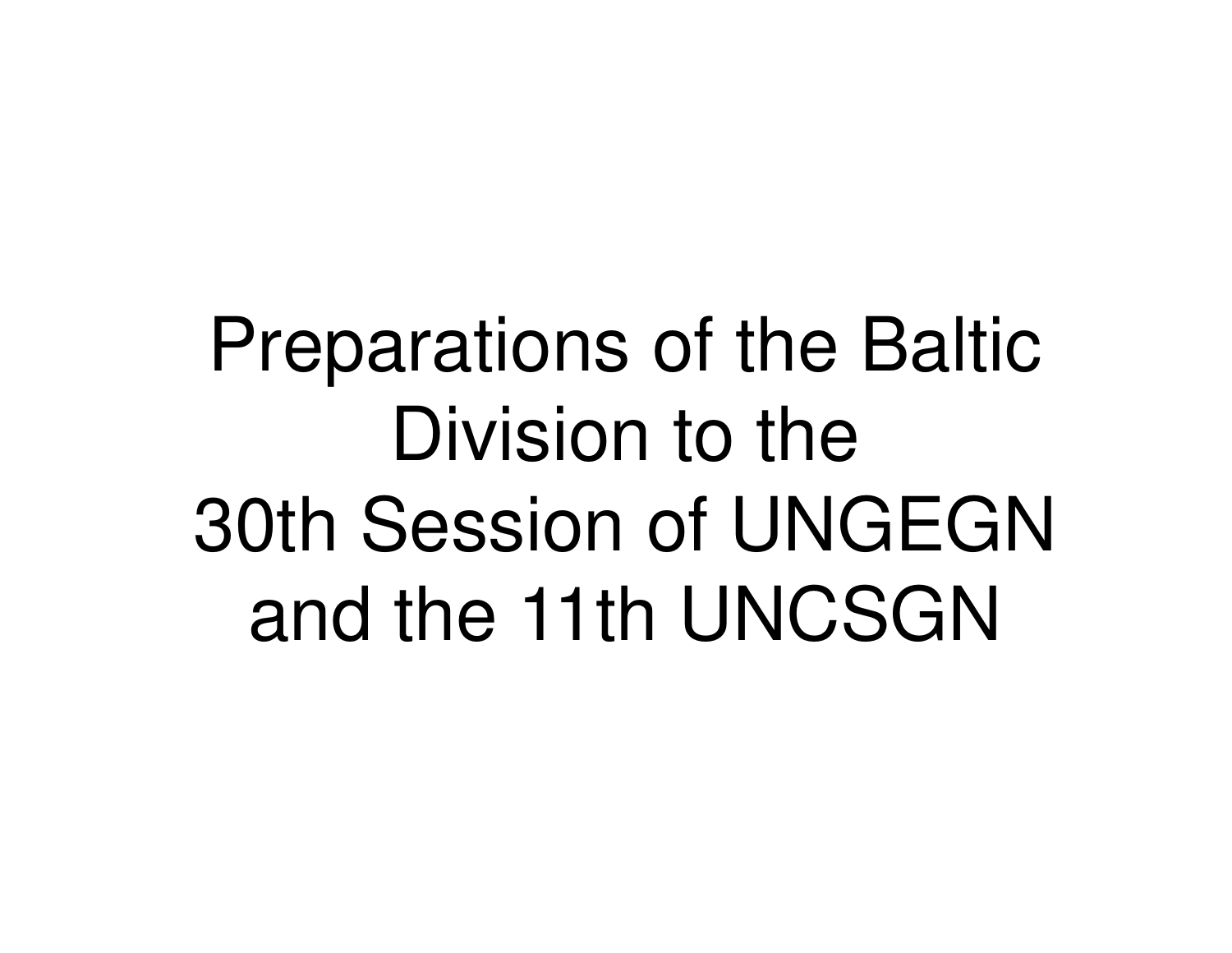# Preparations of the Baltic Division to the 30th Session of UNGEGN and the 11th UNCSGN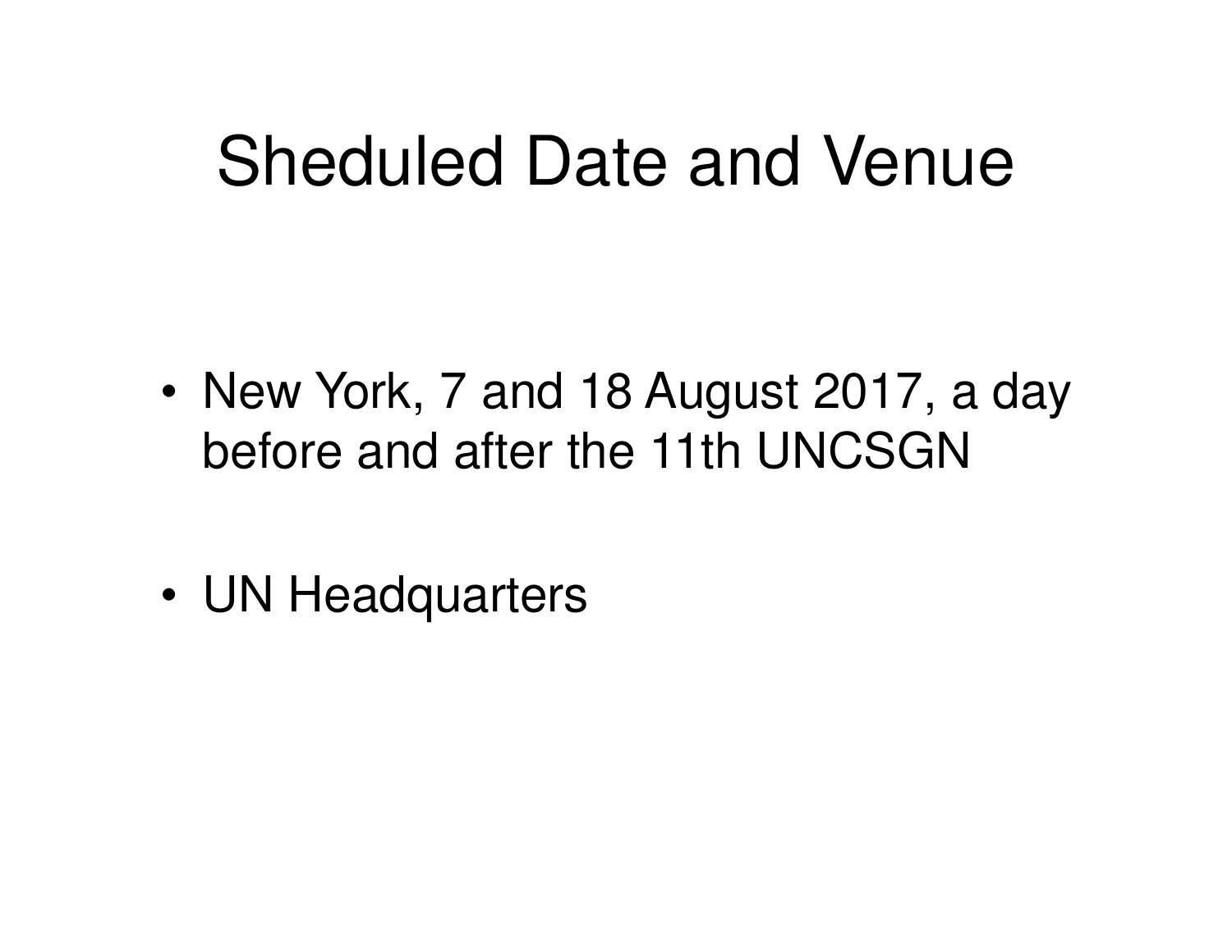# Sheduled Date and Venue

- New York, 7 and 18 August 2017, a day before and after the 11th UNCSGN
- UN Headquarters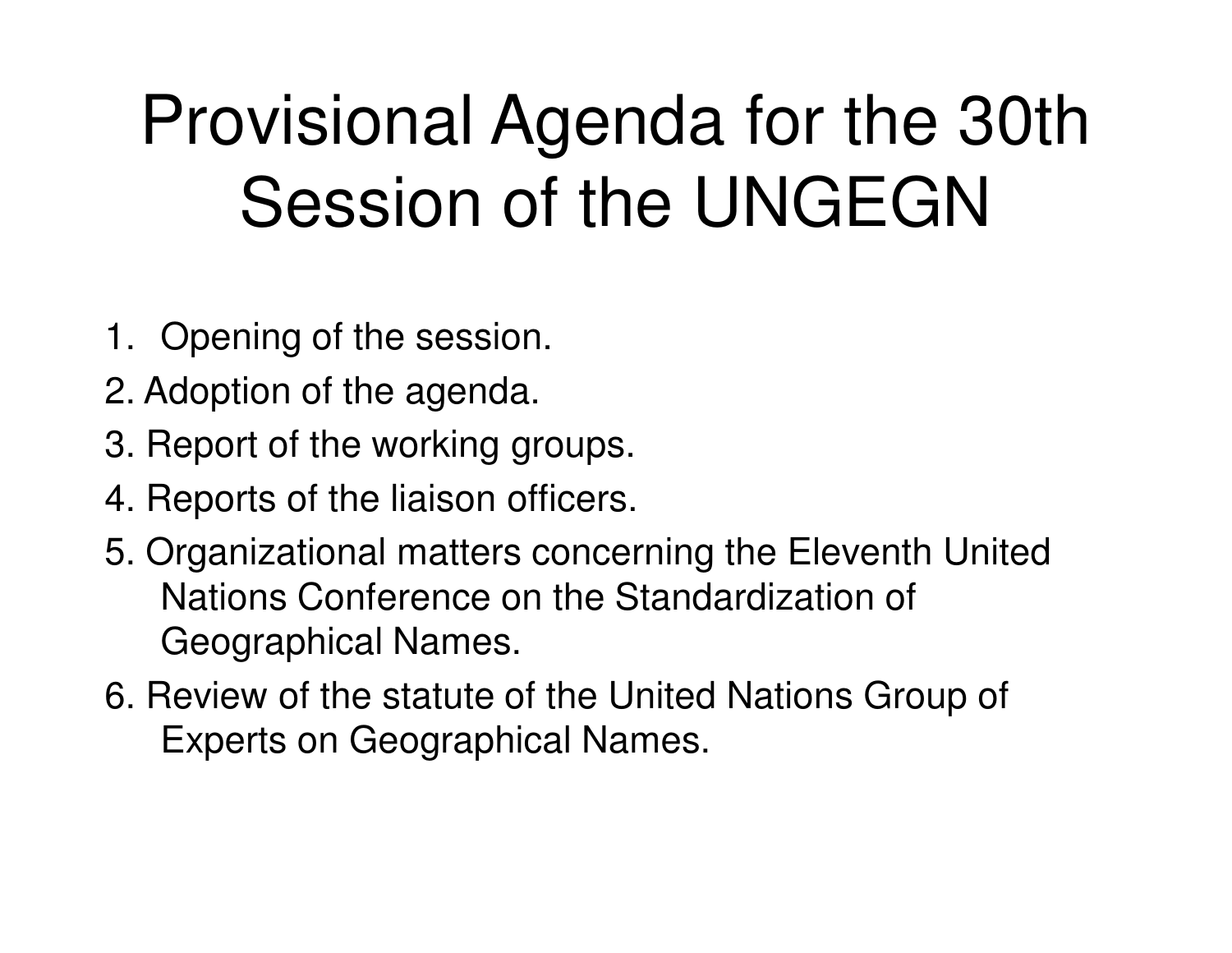# Provisional Agenda for the 30th Session of the UNGEGN

1. Opening of the session.
2. Adoption of the agenda.
3. Report of the working groups.
4. Reports of the liaison officers.
5. Organizational matters concerning the Eleventh United Nations Conference on the Standardization of Geographical Names.
6. Review of the statute of the United Nations Group of Experts on Geographical Names.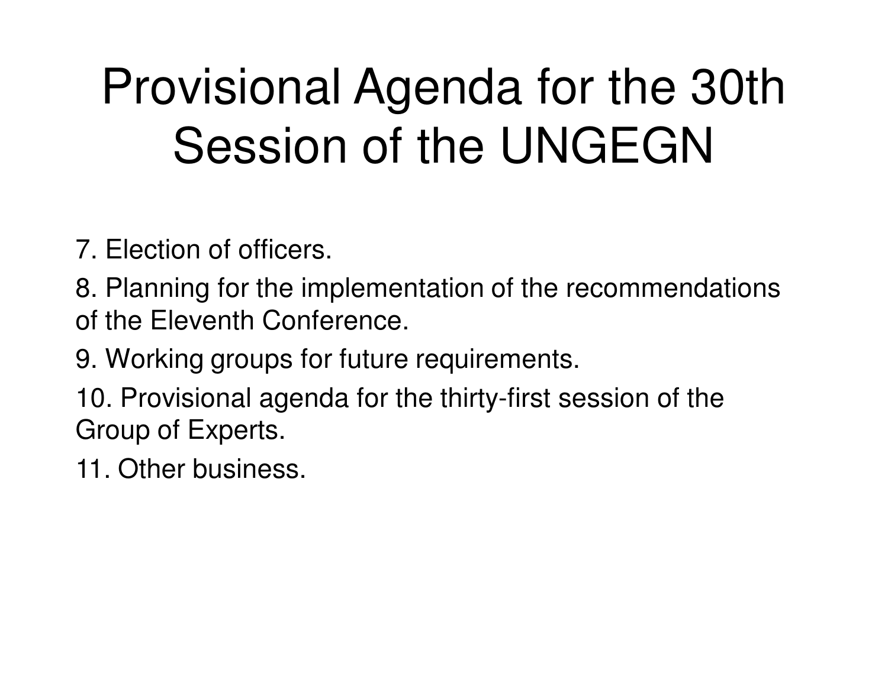# Provisional Agenda for the 30th Session of the UNGEGN

7. Election of officers.

8. Planning for the implementation of the recommendations of the Eleventh Conference.

9. Working groups for future requirements.

10. Provisional agenda for the thirty-first session of the Group of Experts.

11. Other business.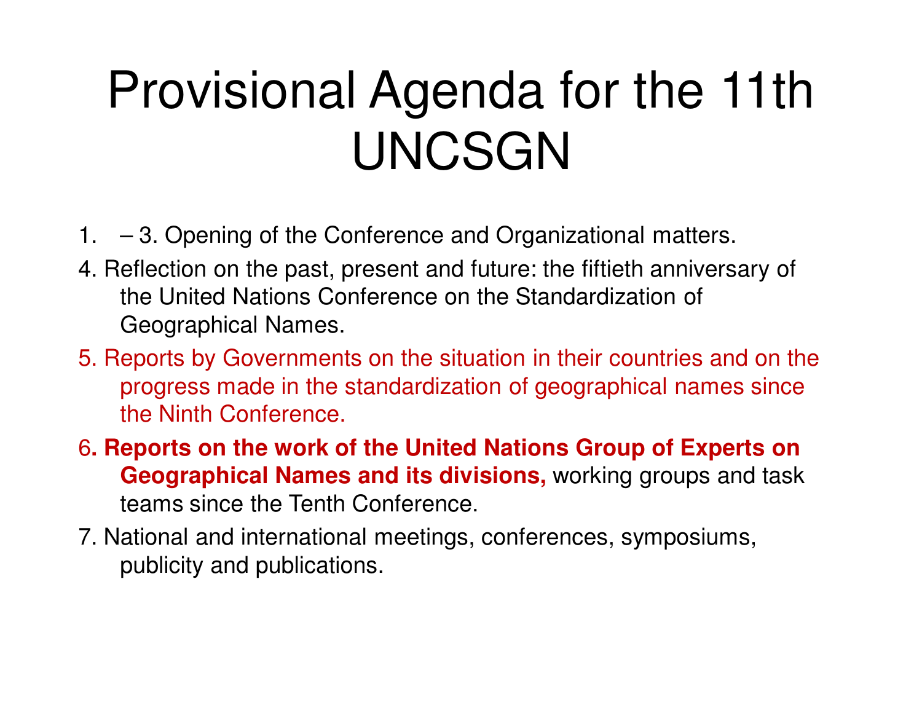# Provisional Agenda for the 11th UNCSGN

1. – 3. Opening of the Conference and Organizational matters.
4. Reflection on the past, present and future: the fiftieth anniversary of the United Nations Conference on the Standardization of Geographical Names.
5. Reports by Governments on the situation in their countries and on the progress made in the standardization of geographical names since the Ninth Conference.
6. **Reports on the work of the United Nations Group of Experts on Geographical Names and its divisions,** working groups and task teams since the Tenth Conference.
7. National and international meetings, conferences, symposiums, publicity and publications.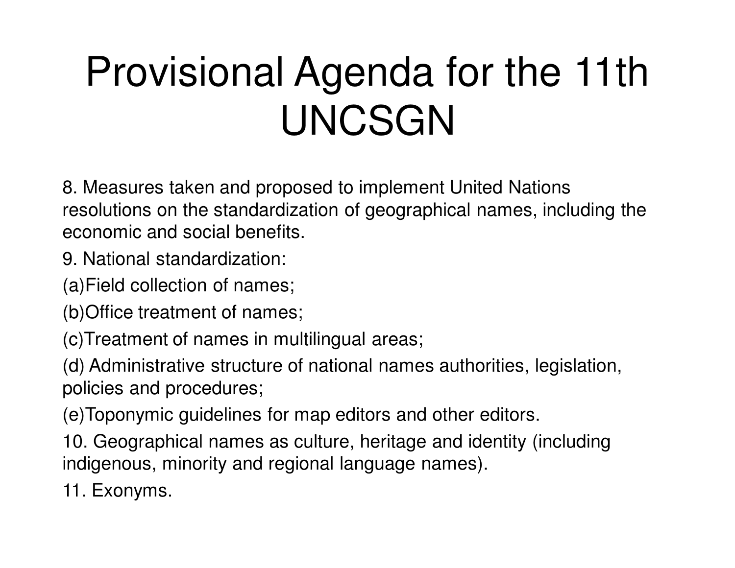# Provisional Agenda for the 11th UNCSGN

8. Measures taken and proposed to implement United Nations resolutions on the standardization of geographical names, including the economic and social benefits.

9. National standardization:

(a)Field collection of names;

(b)Office treatment of names;

(c)Treatment of names in multilingual areas;

(d) Administrative structure of national names authorities, legislation, policies and procedures;

(e)Toponymic guidelines for map editors and other editors.

10. Geographical names as culture, heritage and identity (including indigenous, minority and regional language names).

11. Exonyms.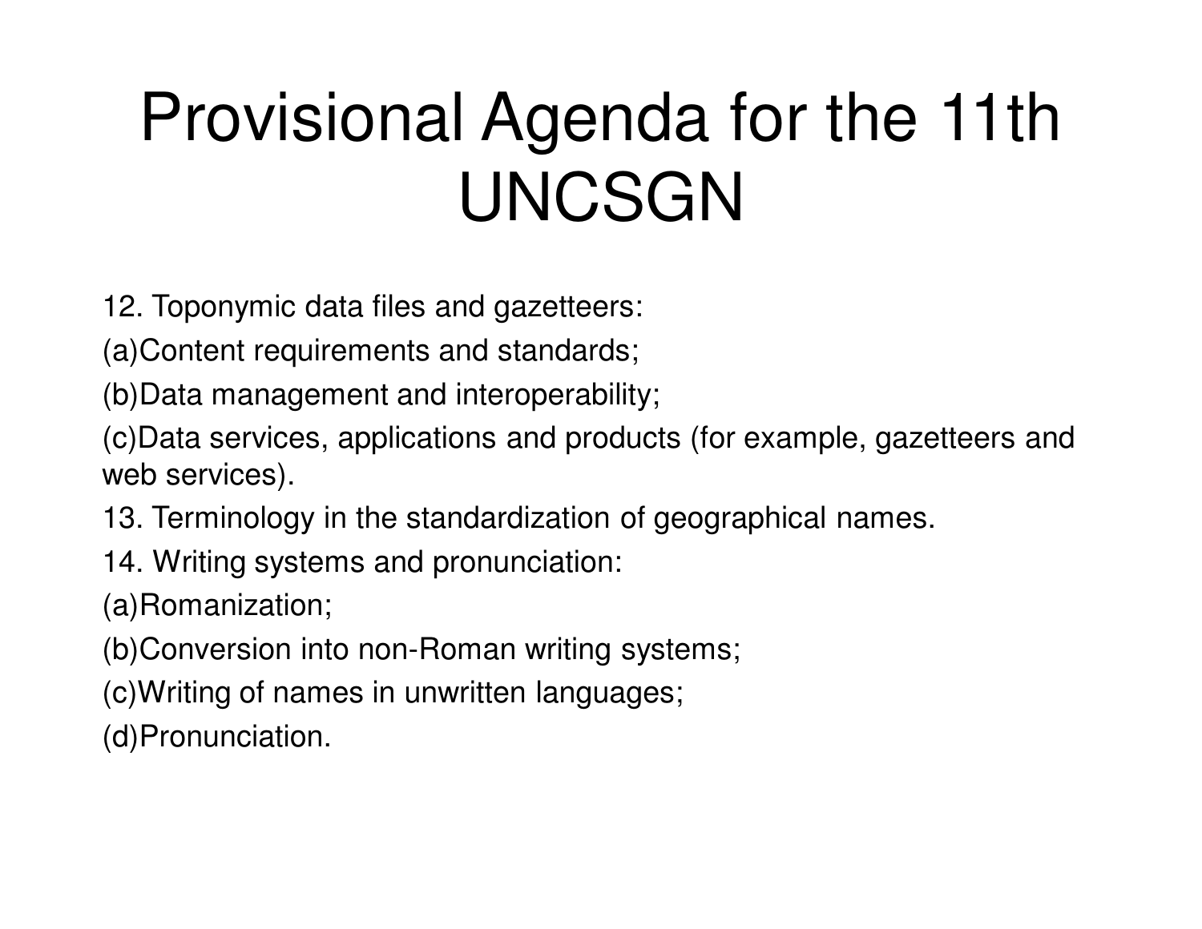# Provisional Agenda for the 11th UNCSGN

12. Toponymic data files and gazetteers:

(a)Content requirements and standards;

(b)Data management and interoperability;

(c)Data services, applications and products (for example, gazetteers and web services).

13. Terminology in the standardization of geographical names.

14. Writing systems and pronunciation:

(a)Romanization;

(b)Conversion into non-Roman writing systems;

(c)Writing of names in unwritten languages;

(d)Pronunciation.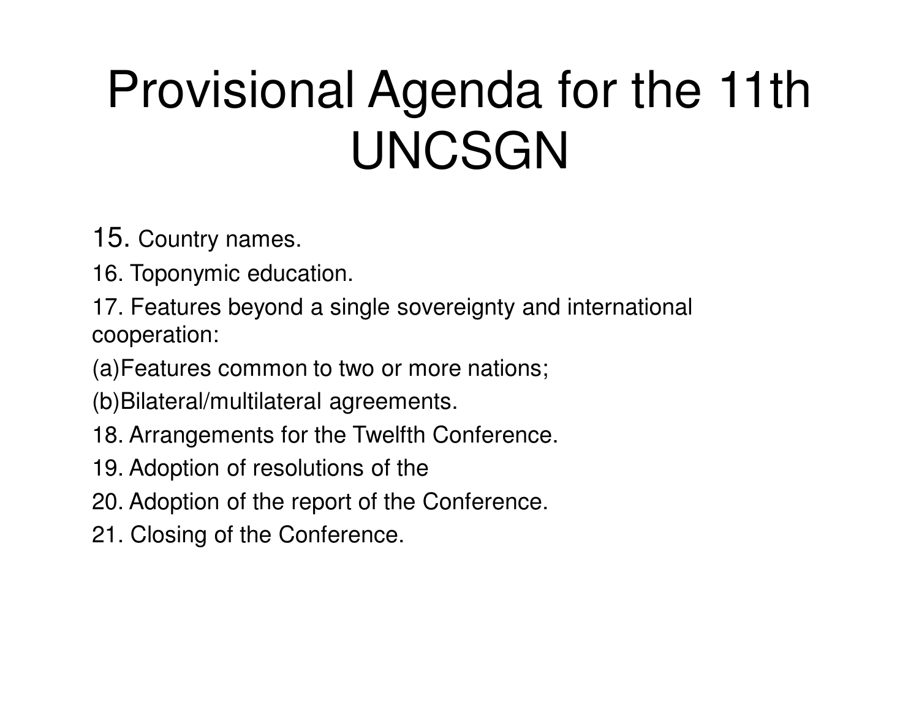# Provisional Agenda for the 11th UNCSGN

15. Country names.
16. Toponymic education.
17. Features beyond a single sovereignty and international cooperation:

(a)Features common to two or more nations;

(b)Bilateral/multilateral agreements.

18. Arrangements for the Twelfth Conference.
19. Adoption of resolutions of the
20. Adoption of the report of the Conference.
21. Closing of the Conference.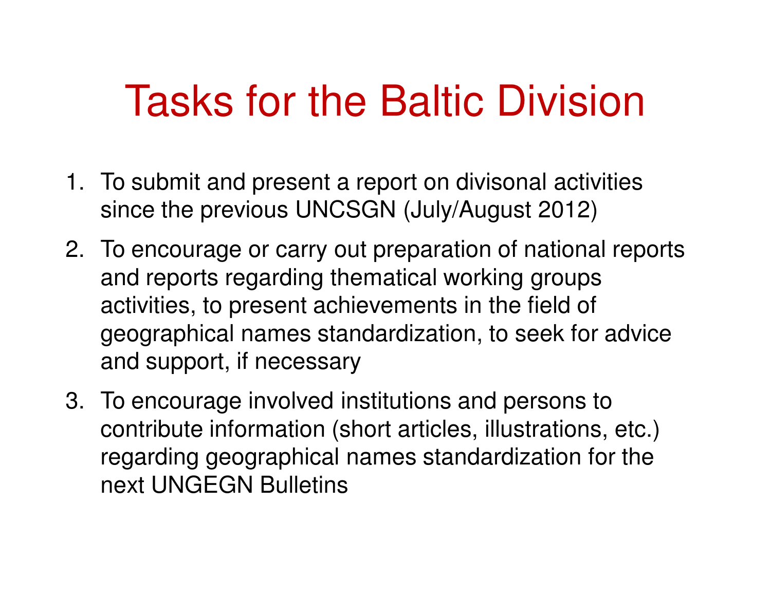# Tasks for the Baltic Division

1. To submit and present a report on divisonal activities since the previous UNCSGN (July/August 2012)
2. To encourage or carry out preparation of national reports and reports regarding thematical working groups activities, to present achievements in the field of geographical names standardization, to seek for advice and support, if necessary
3. To encourage involved institutions and persons to contribute information (short articles, illustrations, etc.) regarding geographical names standardization for the next UNGEGN Bulletins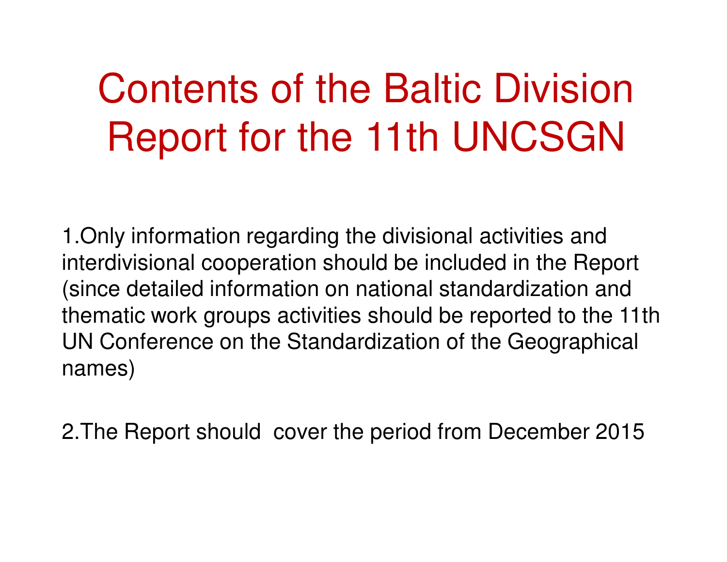# Contents of the Baltic Division Report for the 11th UNCSGN

1. Only information regarding the divisional activities and interdivisional cooperation should be included in the Report (since detailed information on national standardization and thematic work groups activities should be reported to the 11th UN Conference on the Standardization of the Geographical names)

2. The Report should cover the period from December 2015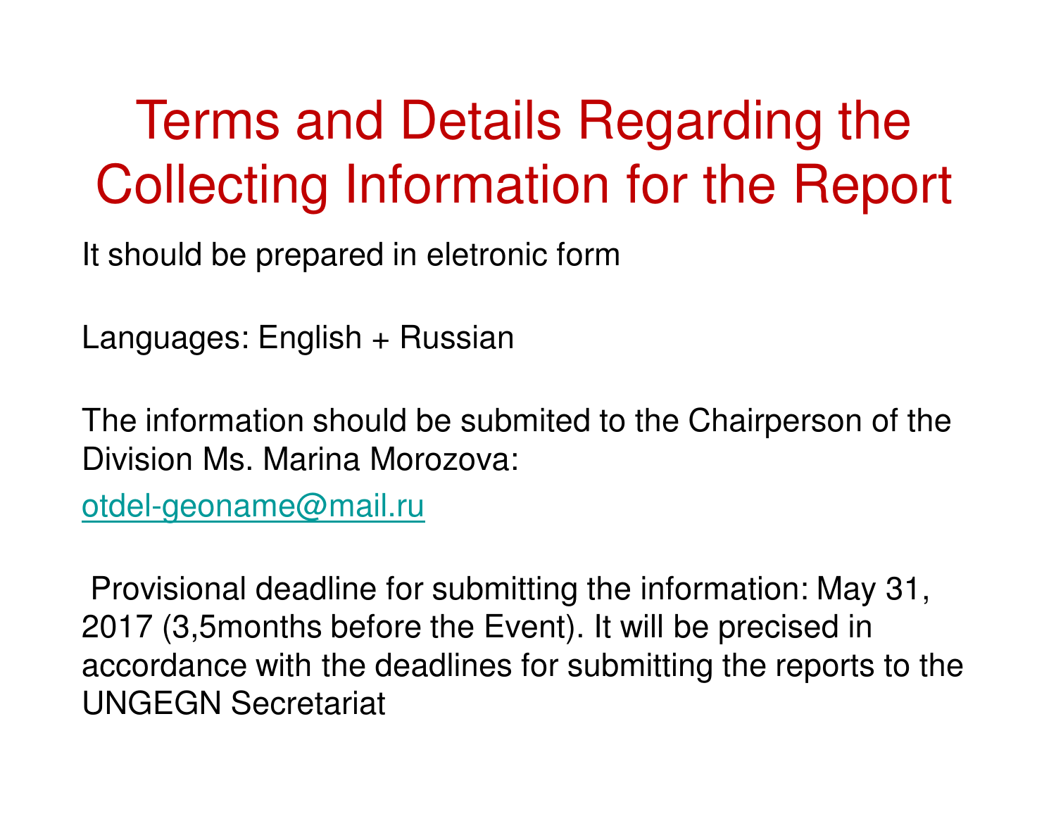# Terms and Details Regarding the Collecting Information for the Report

It should be prepared in eletronic form

Languages: English + Russian

The information should be submited to the Chairperson of the Division Ms. Marina Morozova:

otdel-geoname@mail.ru

Provisional deadline for submitting the information: May 31, 2017 (3,5months before the Event). It will be precised in accordance with the deadlines for submitting the reports to the UNGEGN Secretariat